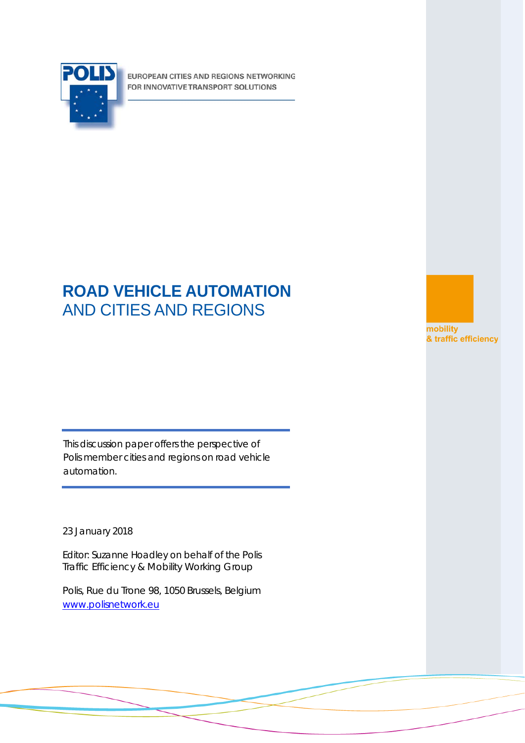POLIS

EUROPEAN CITIES AND REGIONS NETWORKING FOR INNOVATIVE TRANSPORT SOLUTIONS

# ROAD VEHICLE AUTOMATION AND CITIES AND REGIONS

mobility & traffic efficiency

This discussion paper offers the perspective of Polis member cities and regions on road vehicle automation.

23 January 2018

Editor: Suzanne Hoadley on behalf of the Polis Traffic Efficiency & Mobility Working Group

Polis, Rue du Trone 98, 1050 Brussels, Belgium
www.polisnetwork.eu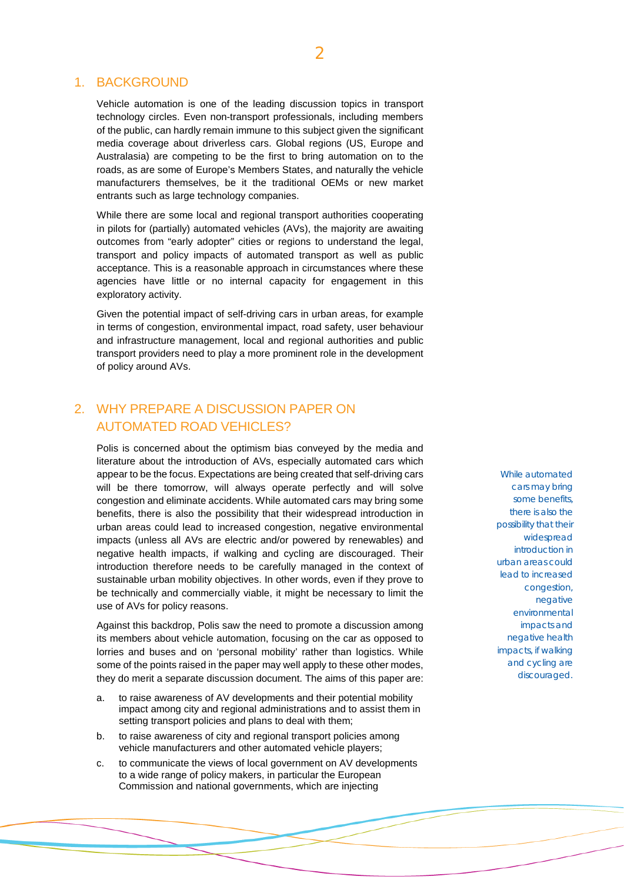## 1. BACKGROUND

Vehicle automation is one of the leading discussion topics in transport technology circles. Even non-transport professionals, including members of the public, can hardly remain immune to this subject given the significant media coverage about driverless cars. Global regions (US, Europe and Australasia) are competing to be the first to bring automation on to the roads, as are some of Europe's Members States, and naturally the vehicle manufacturers themselves, be it the traditional OEMs or new market entrants such as large technology companies.

While there are some local and regional transport authorities cooperating in pilots for (partially) automated vehicles (AVs), the majority are awaiting outcomes from "early adopter" cities or regions to understand the legal, transport and policy impacts of automated transport as well as public acceptance. This is a reasonable approach in circumstances where these agencies have little or no internal capacity for engagement in this exploratory activity.

Given the potential impact of self-driving cars in urban areas, for example in terms of congestion, environmental impact, road safety, user behaviour and infrastructure management, local and regional authorities and public transport providers need to play a more prominent role in the development of policy around AVs.

## 2. WHY PREPARE A DISCUSSION PAPER ON AUTOMATED ROAD VEHICLES?

Polis is concerned about the optimism bias conveyed by the media and literature about the introduction of AVs, especially automated cars which appear to be the focus. Expectations are being created that self-driving cars will be there tomorrow, will always operate perfectly and will solve congestion and eliminate accidents. While automated cars may bring some benefits, there is also the possibility that their widespread introduction in urban areas could lead to increased congestion, negative environmental impacts (unless all AVs are electric and/or powered by renewables) and negative health impacts, if walking and cycling are discouraged. Their introduction therefore needs to be carefully managed in the context of sustainable urban mobility objectives. In other words, even if they prove to be technically and commercially viable, it might be necessary to limit the use of AVs for policy reasons.

*While automated cars may bring some benefits, there is also the possibility that their widespread introduction in urban areas could lead to increased congestion, negative environmental impacts and negative health impacts, if walking and cycling are discouraged.*

Against this backdrop, Polis saw the need to promote a discussion among its members about vehicle automation, focusing on the car as opposed to lorries and buses and on 'personal mobility' rather than logistics. While some of the points raised in the paper may well apply to these other modes, they do merit a separate discussion document. The aims of this paper are:

a. to raise awareness of AV developments and their potential mobility impact among city and regional administrations and to assist them in setting transport policies and plans to deal with them;

b. to raise awareness of city and regional transport policies among vehicle manufacturers and other automated vehicle players;

c. to communicate the views of local government on AV developments to a wide range of policy makers, in particular the European Commission and national governments, which are injecting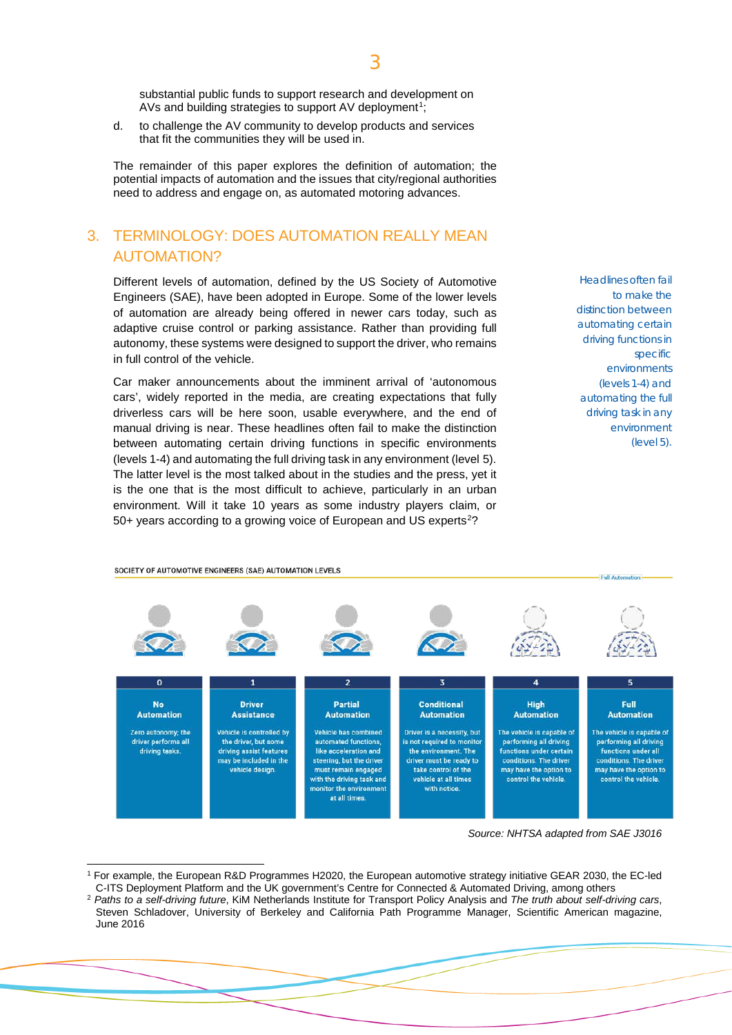substantial public funds to support research and development on AVs and building strategies to support AV deployment[1];

d. to challenge the AV community to develop products and services that fit the communities they will be used in.

The remainder of this paper explores the definition of automation; the potential impacts of automation and the issues that city/regional authorities need to address and engage on, as automated motoring advances.

## 3. TERMINOLOGY: DOES AUTOMATION REALLY MEAN AUTOMATION?

Different levels of automation, defined by the US Society of Automotive Engineers (SAE), have been adopted in Europe. Some of the lower levels of automation are already being offered in newer cars today, such as adaptive cruise control or parking assistance. Rather than providing full autonomy, these systems were designed to support the driver, who remains in full control of the vehicle.

Car maker announcements about the imminent arrival of 'autonomous cars', widely reported in the media, are creating expectations that fully driverless cars will be here soon, usable everywhere, and the end of manual driving is near. These headlines often fail to make the distinction between automating certain driving functions in specific environments (levels 1-4) and automating the full driving task in any environment (level 5). The latter level is the most talked about in the studies and the press, yet it is the one that is the most difficult to achieve, particularly in an urban environment. Will it take 10 years as some industry players claim, or 50+ years according to a growing voice of European and US experts[2]?

*Headlines often fail to make the distinction between automating certain driving functions in specific environments (levels 1-4) and automating the full driving task in any environment (level 5).*

SOCIETY OF AUTOMOTIVE ENGINEERS (SAE) AUTOMATION LEVELS

| 0 | 1 | 2 | 3 | 4 | 5 |
|---|---|---|---|---|---|
| **No Automation** | **Driver Assistance** | **Partial Automation** | **Conditional Automation** | **High Automation** | **Full Automation** |
| Zero autonomy; the driver performs all driving tasks. | Vehicle is controlled by the driver, but some driving assist features may be included in the vehicle design. | Vehicle has combined automated functions, like acceleration and steering, but the driver must remain engaged with the driving task and monitor the environment at all times. | Driver is a necessity, but is not required to monitor the environment. The driver must be ready to take control of the vehicle at all times with notice. | The vehicle is capable of performing all driving functions under certain conditions. The driver may have the option to control the vehicle. | The vehicle is capable of performing all driving functions under all conditions. The driver may have the option to control the vehicle. |

*Source: NHTSA adapted from SAE J3016*

---

[1] For example, the European R&D Programmes H2020, the European automotive strategy initiative GEAR 2030, the EC-led C-ITS Deployment Platform and the UK government's Centre for Connected & Automated Driving, among others

[2] *Paths to a self-driving future*, KiM Netherlands Institute for Transport Policy Analysis and *The truth about self-driving cars*, Steven Schladover, University of Berkeley and California Path Programme Manager, Scientific American magazine, June 2016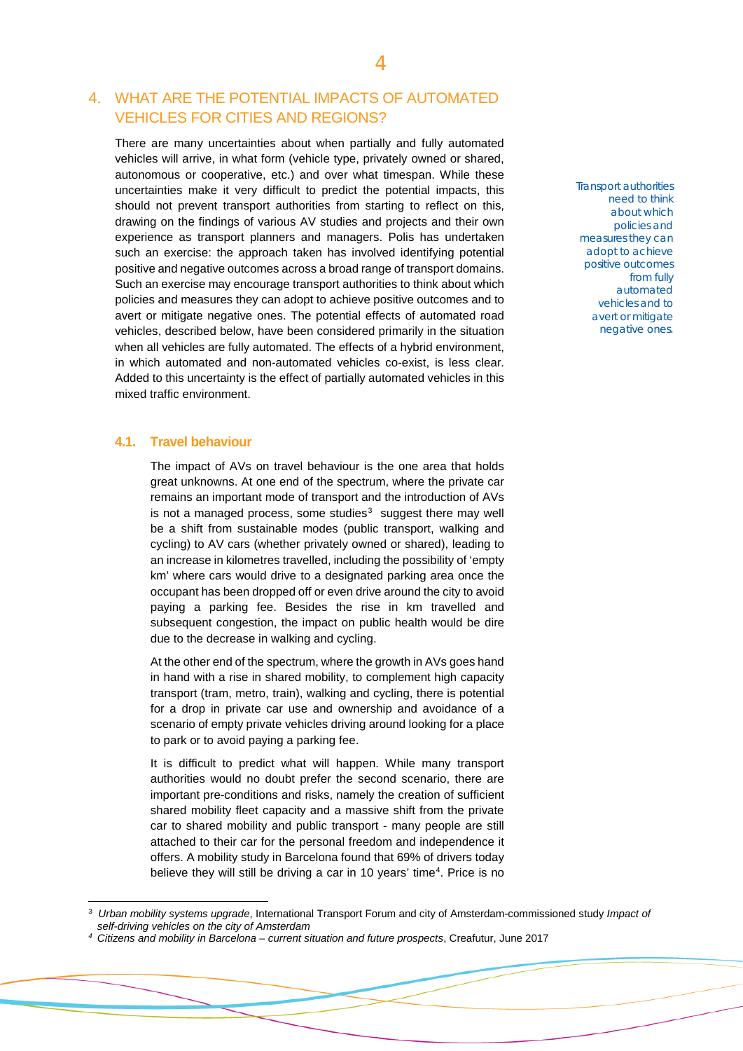## 4. WHAT ARE THE POTENTIAL IMPACTS OF AUTOMATED VEHICLES FOR CITIES AND REGIONS?

There are many uncertainties about when partially and fully automated vehicles will arrive, in what form (vehicle type, privately owned or shared, autonomous or cooperative, etc.) and over what timespan. While these uncertainties make it very difficult to predict the potential impacts, this should not prevent transport authorities from starting to reflect on this, drawing on the findings of various AV studies and projects and their own experience as transport planners and managers. Polis has undertaken such an exercise: the approach taken has involved identifying potential positive and negative outcomes across a broad range of transport domains. Such an exercise may encourage transport authorities to think about which policies and measures they can adopt to achieve positive outcomes and to avert or mitigate negative ones. The potential effects of automated road vehicles, described below, have been considered primarily in the situation when all vehicles are fully automated. The effects of a hybrid environment, in which automated and non-automated vehicles co-exist, is less clear. Added to this uncertainty is the effect of partially automated vehicles in this mixed traffic environment.

*Transport authorities need to think about which policies and measures they can adopt to achieve positive outcomes from fully automated vehicles and to avert or mitigate negative ones.*

### 4.1. Travel behaviour

The impact of AVs on travel behaviour is the one area that holds great unknowns. At one end of the spectrum, where the private car remains an important mode of transport and the introduction of AVs is not a managed process, some studies[3] suggest there may well be a shift from sustainable modes (public transport, walking and cycling) to AV cars (whether privately owned or shared), leading to an increase in kilometres travelled, including the possibility of 'empty km' where cars would drive to a designated parking area once the occupant has been dropped off or even drive around the city to avoid paying a parking fee. Besides the rise in km travelled and subsequent congestion, the impact on public health would be dire due to the decrease in walking and cycling.

At the other end of the spectrum, where the growth in AVs goes hand in hand with a rise in shared mobility, to complement high capacity transport (tram, metro, train), walking and cycling, there is potential for a drop in private car use and ownership and avoidance of a scenario of empty private vehicles driving around looking for a place to park or to avoid paying a parking fee.

It is difficult to predict what will happen. While many transport authorities would no doubt prefer the second scenario, there are important pre-conditions and risks, namely the creation of sufficient shared mobility fleet capacity and a massive shift from the private car to shared mobility and public transport - many people are still attached to their car for the personal freedom and independence it offers. A mobility study in Barcelona found that 69% of drivers today believe they will still be driving a car in 10 years' time[4]. Price is no

---

[3] *Urban mobility systems upgrade*, International Transport Forum and city of Amsterdam-commissioned study *Impact of self-driving vehicles on the city of Amsterdam*

[4] *Citizens and mobility in Barcelona – current situation and future prospects*, Creafutur, June 2017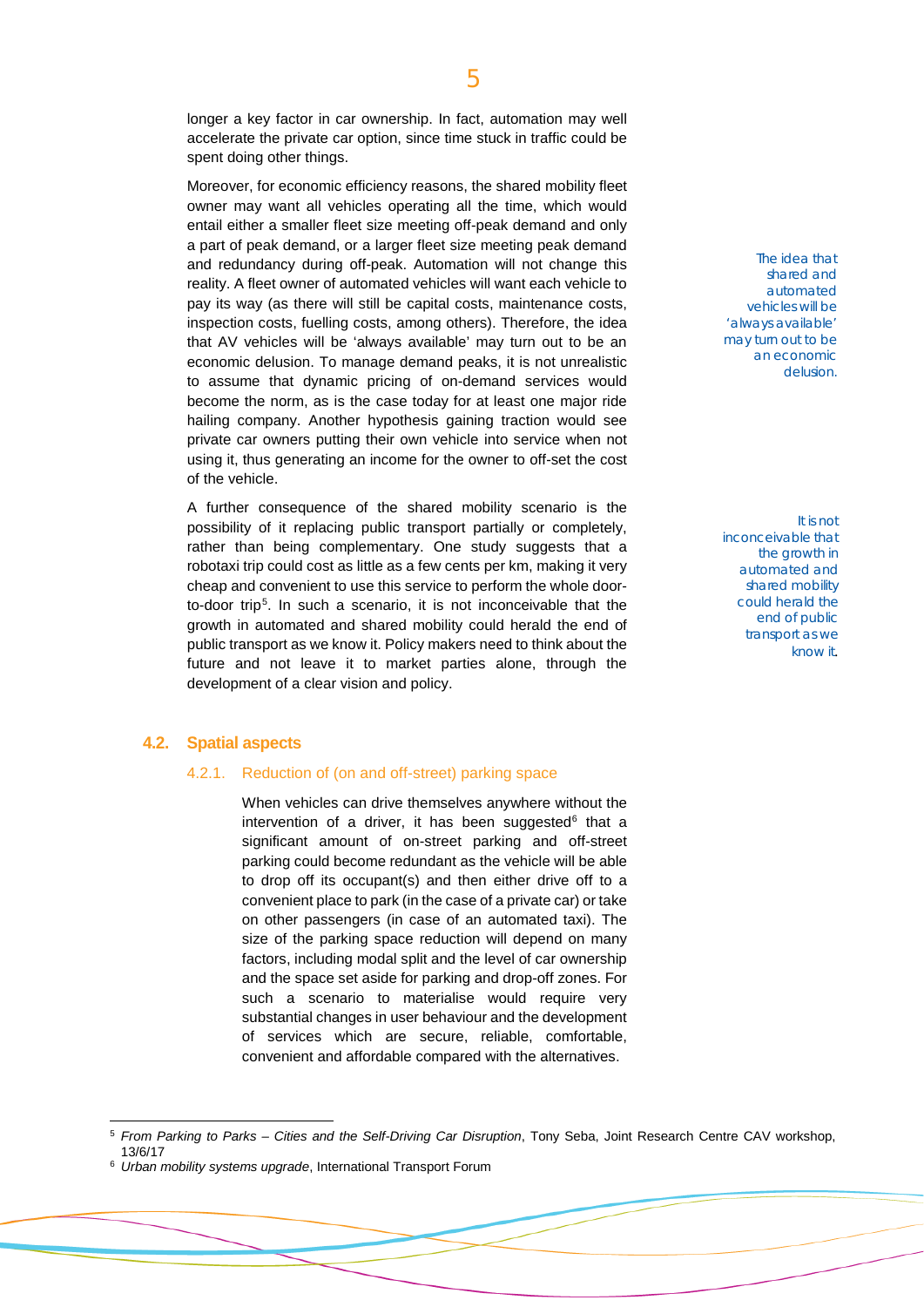longer a key factor in car ownership. In fact, automation may well accelerate the private car option, since time stuck in traffic could be spent doing other things.

Moreover, for economic efficiency reasons, the shared mobility fleet owner may want all vehicles operating all the time, which would entail either a smaller fleet size meeting off-peak demand and only a part of peak demand, or a larger fleet size meeting peak demand and redundancy during off-peak. Automation will not change this reality. A fleet owner of automated vehicles will want each vehicle to pay its way (as there will still be capital costs, maintenance costs, inspection costs, fuelling costs, among others). Therefore, the idea that AV vehicles will be 'always available' may turn out to be an economic delusion. To manage demand peaks, it is not unrealistic to assume that dynamic pricing of on-demand services would become the norm, as is the case today for at least one major ride hailing company. Another hypothesis gaining traction would see private car owners putting their own vehicle into service when not using it, thus generating an income for the owner to off-set the cost of the vehicle.

*The idea that shared and automated vehicles will be 'always available' may turn out to be an economic delusion.*

A further consequence of the shared mobility scenario is the possibility of it replacing public transport partially or completely, rather than being complementary. One study suggests that a robotaxi trip could cost as little as a few cents per km, making it very cheap and convenient to use this service to perform the whole door-to-door trip[5]. In such a scenario, it is not inconceivable that the growth in automated and shared mobility could herald the end of public transport as we know it. Policy makers need to think about the future and not leave it to market parties alone, through the development of a clear vision and policy.

*It is not inconceivable that the growth in automated and shared mobility could herald the end of public transport as we know it.*

## 4.2. Spatial aspects

### 4.2.1. Reduction of (on and off-street) parking space

When vehicles can drive themselves anywhere without the intervention of a driver, it has been suggested[6] that a significant amount of on-street parking and off-street parking could become redundant as the vehicle will be able to drop off its occupant(s) and then either drive off to a convenient place to park (in the case of a private car) or take on other passengers (in case of an automated taxi). The size of the parking space reduction will depend on many factors, including modal split and the level of car ownership and the space set aside for parking and drop-off zones. For such a scenario to materialise would require very substantial changes in user behaviour and the development of services which are secure, reliable, comfortable, convenient and affordable compared with the alternatives.

---

[5] *From Parking to Parks – Cities and the Self-Driving Car Disruption*, Tony Seba, Joint Research Centre CAV workshop, 13/6/17

[6] *Urban mobility systems upgrade*, International Transport Forum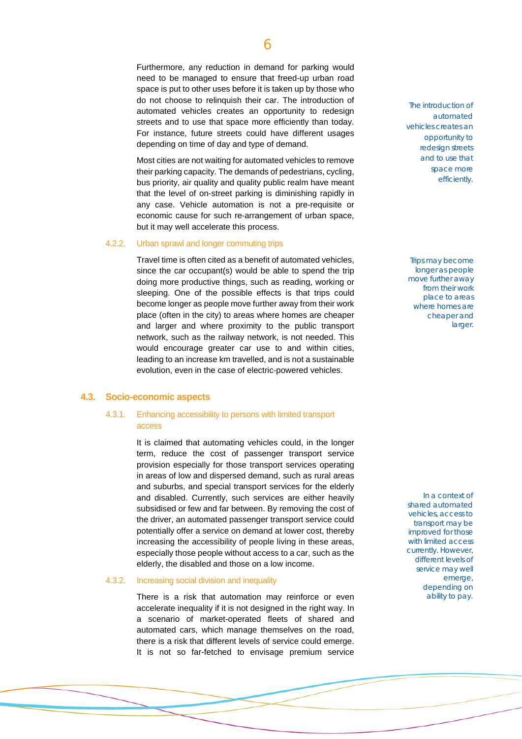Furthermore, any reduction in demand for parking would need to be managed to ensure that freed-up urban road space is put to other uses before it is taken up by those who do not choose to relinquish their car. The introduction of automated vehicles creates an opportunity to redesign streets and to use that space more efficiently than today. For instance, future streets could have different usages depending on time of day and type of demand.

*The introduction of automated vehicles creates an opportunity to redesign streets and to use that space more efficiently.*

Most cities are not waiting for automated vehicles to remove their parking capacity. The demands of pedestrians, cycling, bus priority, air quality and quality public realm have meant that the level of on-street parking is diminishing rapidly in any case. Vehicle automation is not a pre-requisite or economic cause for such re-arrangement of urban space, but it may well accelerate this process.

### 4.2.2. Urban sprawl and longer commuting trips

Travel time is often cited as a benefit of automated vehicles, since the car occupant(s) would be able to spend the trip doing more productive things, such as reading, working or sleeping. One of the possible effects is that trips could become longer as people move further away from their work place (often in the city) to areas where homes are cheaper and larger and where proximity to the public transport network, such as the railway network, is not needed. This would encourage greater car use to and within cities, leading to an increase km travelled, and is not a sustainable evolution, even in the case of electric-powered vehicles.

*Trips may become longer as people move further away from their work place to areas where homes are cheaper and larger.*

## 4.3. Socio-economic aspects

### 4.3.1. Enhancing accessibility to persons with limited transport access

It is claimed that automating vehicles could, in the longer term, reduce the cost of passenger transport service provision especially for those transport services operating in areas of low and dispersed demand, such as rural areas and suburbs, and special transport services for the elderly and disabled. Currently, such services are either heavily subsidised or few and far between. By removing the cost of the driver, an automated passenger transport service could potentially offer a service on demand at lower cost, thereby increasing the accessibility of people living in these areas, especially those people without access to a car, such as the elderly, the disabled and those on a low income.

*In a context of shared automated vehicles, access to transport may be improved for those with limited access currently. However, different levels of service may well emerge, depending on ability to pay.*

### 4.3.2. Increasing social division and inequality

There is a risk that automation may reinforce or even accelerate inequality if it is not designed in the right way. In a scenario of market-operated fleets of shared and automated cars, which manage themselves on the road, there is a risk that different levels of service could emerge. It is not so far-fetched to envisage premium service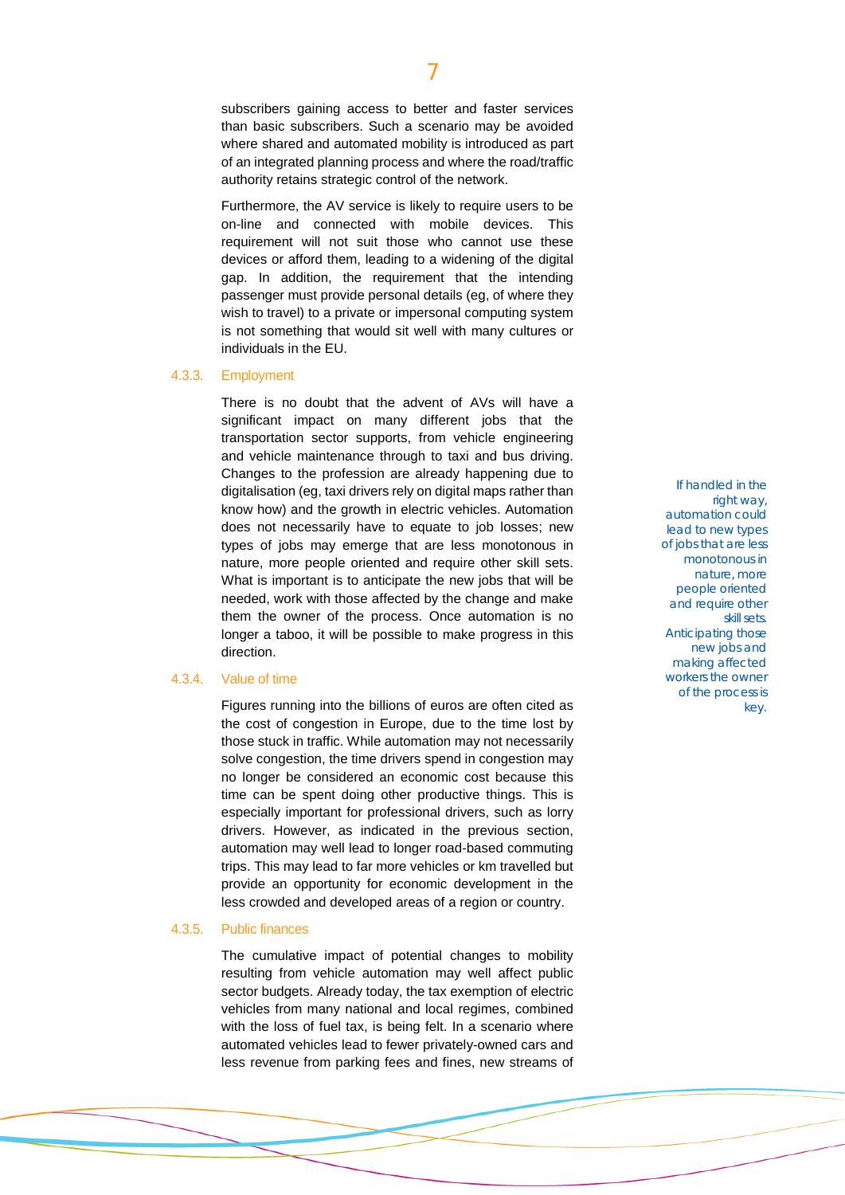subscribers gaining access to better and faster services than basic subscribers. Such a scenario may be avoided where shared and automated mobility is introduced as part of an integrated planning process and where the road/traffic authority retains strategic control of the network.

Furthermore, the AV service is likely to require users to be on-line and connected with mobile devices. This requirement will not suit those who cannot use these devices or afford them, leading to a widening of the digital gap. In addition, the requirement that the intending passenger must provide personal details (eg, of where they wish to travel) to a private or impersonal computing system is not something that would sit well with many cultures or individuals in the EU.

### 4.3.3. Employment

There is no doubt that the advent of AVs will have a significant impact on many different jobs that the transportation sector supports, from vehicle engineering and vehicle maintenance through to taxi and bus driving. Changes to the profession are already happening due to digitalisation (eg, taxi drivers rely on digital maps rather than know how) and the growth in electric vehicles. Automation does not necessarily have to equate to job losses; new types of jobs may emerge that are less monotonous in nature, more people oriented and require other skill sets. What is important is to anticipate the new jobs that will be needed, work with those affected by the change and make them the owner of the process. Once automation is no longer a taboo, it will be possible to make progress in this direction.

*If handled in the right way, automation could lead to new types of jobs that are less monotonous in nature, more people oriented and require other skill sets. Anticipating those new jobs and making affected workers the owner of the process is key.*

### 4.3.4. Value of time

Figures running into the billions of euros are often cited as the cost of congestion in Europe, due to the time lost by those stuck in traffic. While automation may not necessarily solve congestion, the time drivers spend in congestion may no longer be considered an economic cost because this time can be spent doing other productive things. This is especially important for professional drivers, such as lorry drivers. However, as indicated in the previous section, automation may well lead to longer road-based commuting trips. This may lead to far more vehicles or km travelled but provide an opportunity for economic development in the less crowded and developed areas of a region or country.

### 4.3.5. Public finances

The cumulative impact of potential changes to mobility resulting from vehicle automation may well affect public sector budgets. Already today, the tax exemption of electric vehicles from many national and local regimes, combined with the loss of fuel tax, is being felt. In a scenario where automated vehicles lead to fewer privately-owned cars and less revenue from parking fees and fines, new streams of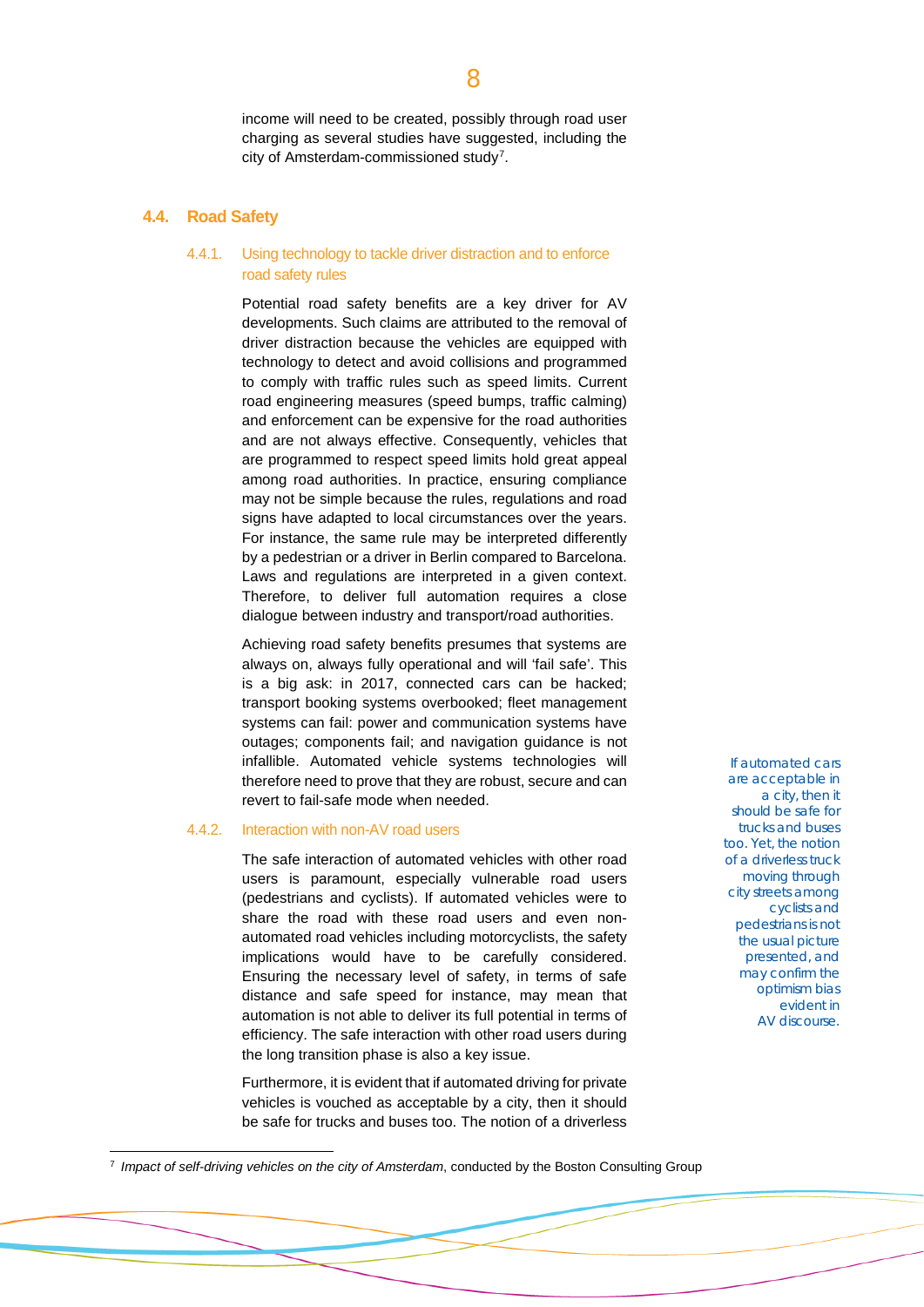income will need to be created, possibly through road user charging as several studies have suggested, including the city of Amsterdam-commissioned study[7].

## 4.4. Road Safety

### 4.4.1. Using technology to tackle driver distraction and to enforce road safety rules

Potential road safety benefits are a key driver for AV developments. Such claims are attributed to the removal of driver distraction because the vehicles are equipped with technology to detect and avoid collisions and programmed to comply with traffic rules such as speed limits. Current road engineering measures (speed bumps, traffic calming) and enforcement can be expensive for the road authorities and are not always effective. Consequently, vehicles that are programmed to respect speed limits hold great appeal among road authorities. In practice, ensuring compliance may not be simple because the rules, regulations and road signs have adapted to local circumstances over the years. For instance, the same rule may be interpreted differently by a pedestrian or a driver in Berlin compared to Barcelona. Laws and regulations are interpreted in a given context. Therefore, to deliver full automation requires a close dialogue between industry and transport/road authorities.

Achieving road safety benefits presumes that systems are always on, always fully operational and will 'fail safe'. This is a big ask: in 2017, connected cars can be hacked; transport booking systems overbooked; fleet management systems can fail: power and communication systems have outages; components fail; and navigation guidance is not infallible. Automated vehicle systems technologies will therefore need to prove that they are robust, secure and can revert to fail-safe mode when needed.

### 4.4.2. Interaction with non-AV road users

The safe interaction of automated vehicles with other road users is paramount, especially vulnerable road users (pedestrians and cyclists). If automated vehicles were to share the road with these road users and even non-automated road vehicles including motorcyclists, the safety implications would have to be carefully considered. Ensuring the necessary level of safety, in terms of safe distance and safe speed for instance, may mean that automation is not able to deliver its full potential in terms of efficiency. The safe interaction with other road users during the long transition phase is also a key issue.

*If automated cars are acceptable in a city, then it should be safe for trucks and buses too. Yet, the notion of a driverless truck moving through city streets among cyclists and pedestrians is not the usual picture presented, and may confirm the optimism bias evident in AV discourse.*

Furthermore, it is evident that if automated driving for private vehicles is vouched as acceptable by a city, then it should be safe for trucks and buses too. The notion of a driverless

[7] *Impact of self-driving vehicles on the city of Amsterdam*, conducted by the Boston Consulting Group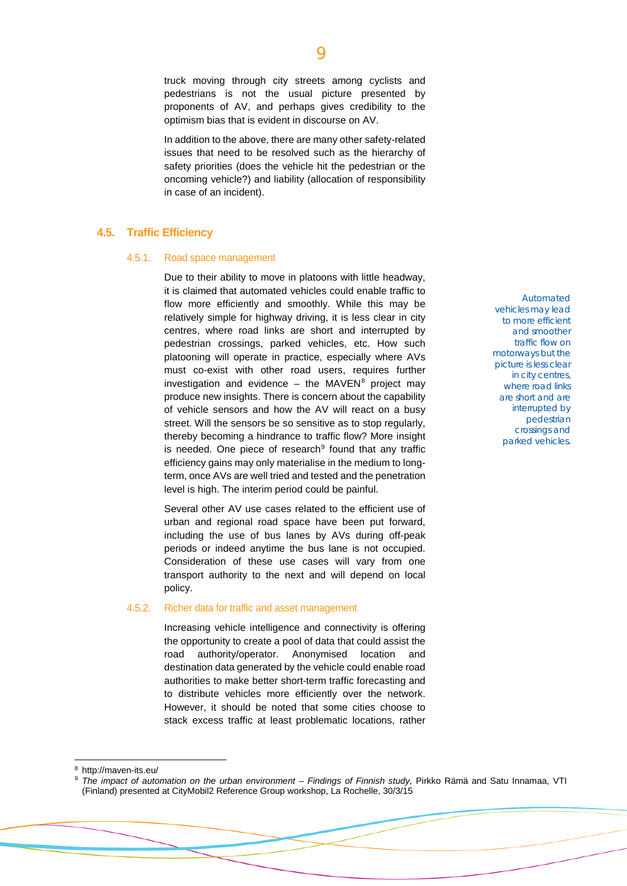truck moving through city streets among cyclists and pedestrians is not the usual picture presented by proponents of AV, and perhaps gives credibility to the optimism bias that is evident in discourse on AV.

In addition to the above, there are many other safety-related issues that need to be resolved such as the hierarchy of safety priorities (does the vehicle hit the pedestrian or the oncoming vehicle?) and liability (allocation of responsibility in case of an incident).

## 4.5. Traffic Efficiency

### 4.5.1. Road space management

Due to their ability to move in platoons with little headway, it is claimed that automated vehicles could enable traffic to flow more efficiently and smoothly. While this may be relatively simple for highway driving, it is less clear in city centres, where road links are short and interrupted by pedestrian crossings, parked vehicles, etc. How such platooning will operate in practice, especially where AVs must co-exist with other road users, requires further investigation and evidence – the MAVEN[8] project may produce new insights. There is concern about the capability of vehicle sensors and how the AV will react on a busy street. Will the sensors be so sensitive as to stop regularly, thereby becoming a hindrance to traffic flow? More insight is needed. One piece of research[9] found that any traffic efficiency gains may only materialise in the medium to long-term, once AVs are well tried and tested and the penetration level is high. The interim period could be painful.

*Automated vehicles may lead to more efficient and smoother traffic flow on motorways but the picture is less clear in city centres, where road links are short and are interrupted by pedestrian crossings and parked vehicles.*

Several other AV use cases related to the efficient use of urban and regional road space have been put forward, including the use of bus lanes by AVs during off-peak periods or indeed anytime the bus lane is not occupied. Consideration of these use cases will vary from one transport authority to the next and will depend on local policy.

### 4.5.2. Richer data for traffic and asset management

Increasing vehicle intelligence and connectivity is offering the opportunity to create a pool of data that could assist the road authority/operator. Anonymised location and destination data generated by the vehicle could enable road authorities to make better short-term traffic forecasting and to distribute vehicles more efficiently over the network. However, it should be noted that some cities choose to stack excess traffic at least problematic locations, rather

---

[8] http://maven-its.eu/

[9] *The impact of automation on the urban environment – Findings of Finnish study,* Pirkko Rämä and Satu Innamaa, VTI (Finland) presented at CityMobil2 Reference Group workshop, La Rochelle, 30/3/15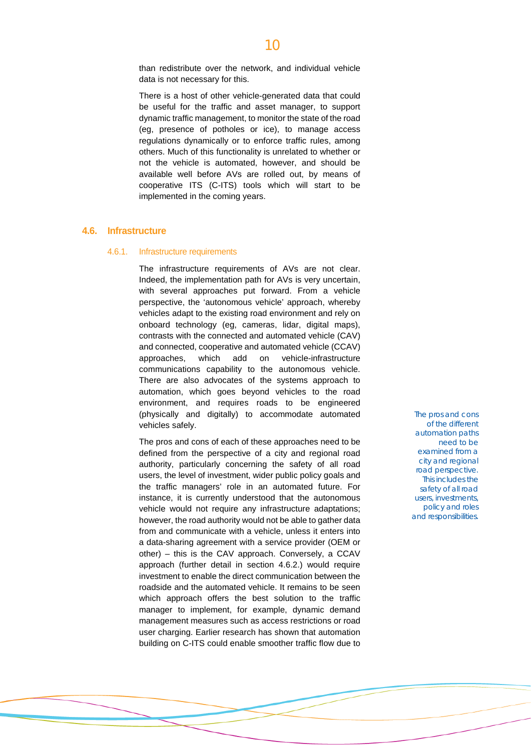than redistribute over the network, and individual vehicle data is not necessary for this.

There is a host of other vehicle-generated data that could be useful for the traffic and asset manager, to support dynamic traffic management, to monitor the state of the road (eg, presence of potholes or ice), to manage access regulations dynamically or to enforce traffic rules, among others. Much of this functionality is unrelated to whether or not the vehicle is automated, however, and should be available well before AVs are rolled out, by means of cooperative ITS (C-ITS) tools which will start to be implemented in the coming years.

## 4.6. Infrastructure

### 4.6.1. Infrastructure requirements

The infrastructure requirements of AVs are not clear. Indeed, the implementation path for AVs is very uncertain, with several approaches put forward. From a vehicle perspective, the 'autonomous vehicle' approach, whereby vehicles adapt to the existing road environment and rely on onboard technology (eg, cameras, lidar, digital maps), contrasts with the connected and automated vehicle (CAV) and connected, cooperative and automated vehicle (CCAV) approaches, which add on vehicle-infrastructure communications capability to the autonomous vehicle. There are also advocates of the systems approach to automation, which goes beyond vehicles to the road environment, and requires roads to be engineered (physically and digitally) to accommodate automated vehicles safely.

*The pros and cons of the different automation paths need to be examined from a city and regional road perspective. This includes the safety of all road users, investments, policy and roles and responsibilities.*

The pros and cons of each of these approaches need to be defined from the perspective of a city and regional road authority, particularly concerning the safety of all road users, the level of investment, wider public policy goals and the traffic managers' role in an automated future. For instance, it is currently understood that the autonomous vehicle would not require any infrastructure adaptations; however, the road authority would not be able to gather data from and communicate with a vehicle, unless it enters into a data-sharing agreement with a service provider (OEM or other) – this is the CAV approach. Conversely, a CCAV approach (further detail in section 4.6.2.) would require investment to enable the direct communication between the roadside and the automated vehicle. It remains to be seen which approach offers the best solution to the traffic manager to implement, for example, dynamic demand management measures such as access restrictions or road user charging. Earlier research has shown that automation building on C-ITS could enable smoother traffic flow due to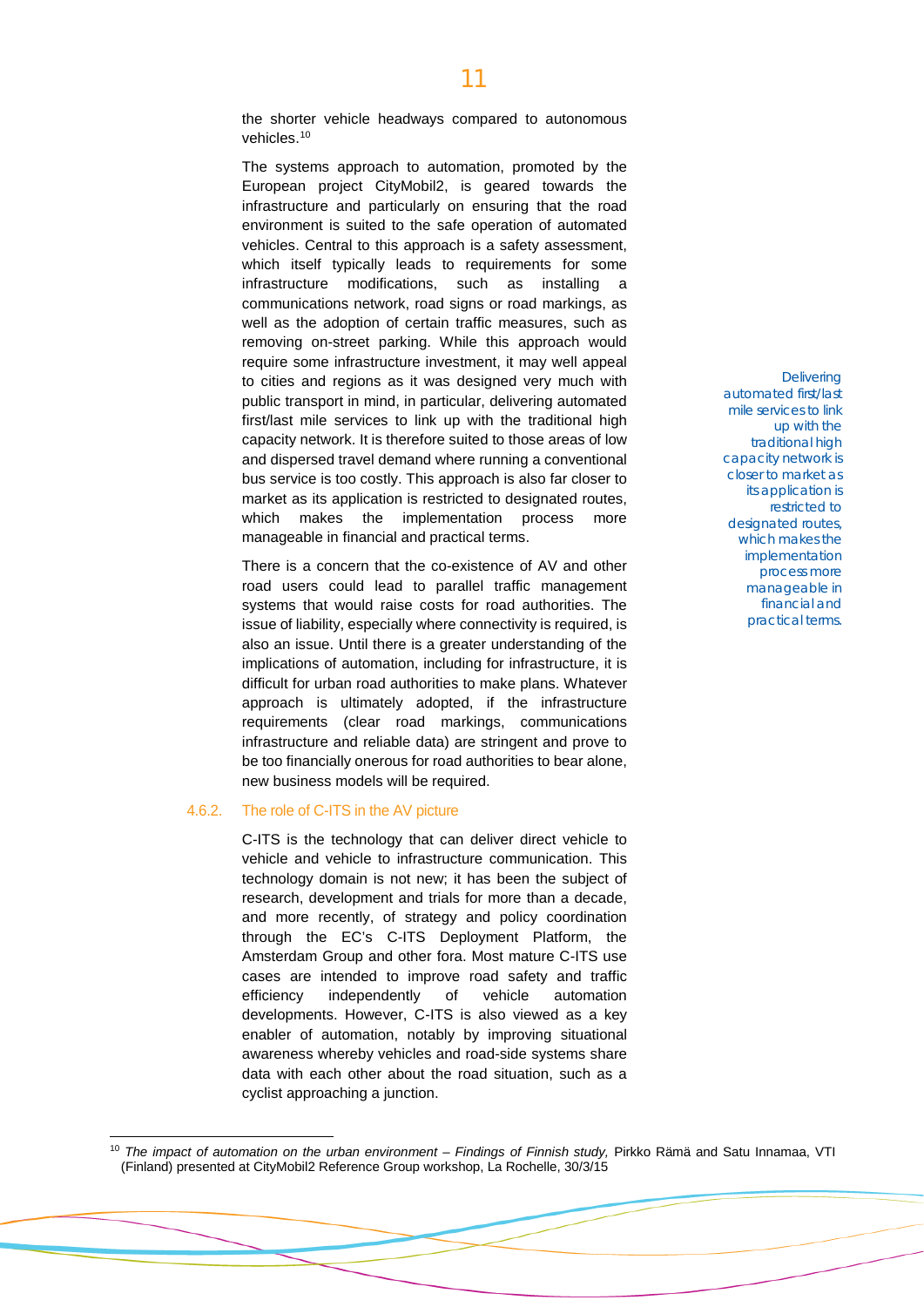the shorter vehicle headways compared to autonomous vehicles.[10]

The systems approach to automation, promoted by the European project CityMobil2, is geared towards the infrastructure and particularly on ensuring that the road environment is suited to the safe operation of automated vehicles. Central to this approach is a safety assessment, which itself typically leads to requirements for some infrastructure modifications, such as installing a communications network, road signs or road markings, as well as the adoption of certain traffic measures, such as removing on-street parking. While this approach would require some infrastructure investment, it may well appeal to cities and regions as it was designed very much with public transport in mind, in particular, delivering automated first/last mile services to link up with the traditional high capacity network. It is therefore suited to those areas of low and dispersed travel demand where running a conventional bus service is too costly. This approach is also far closer to market as its application is restricted to designated routes, which makes the implementation process more manageable in financial and practical terms.

> Delivering automated first/last mile services to link up with the traditional high capacity network is closer to market as its application is restricted to designated routes, which makes the implementation process more manageable in financial and practical terms.

There is a concern that the co-existence of AV and other road users could lead to parallel traffic management systems that would raise costs for road authorities. The issue of liability, especially where connectivity is required, is also an issue. Until there is a greater understanding of the implications of automation, including for infrastructure, it is difficult for urban road authorities to make plans. Whatever approach is ultimately adopted, if the infrastructure requirements (clear road markings, communications infrastructure and reliable data) are stringent and prove to be too financially onerous for road authorities to bear alone, new business models will be required.

#### 4.6.2. The role of C-ITS in the AV picture

C-ITS is the technology that can deliver direct vehicle to vehicle and vehicle to infrastructure communication. This technology domain is not new; it has been the subject of research, development and trials for more than a decade, and more recently, of strategy and policy coordination through the EC's C-ITS Deployment Platform, the Amsterdam Group and other fora. Most mature C-ITS use cases are intended to improve road safety and traffic efficiency independently of vehicle automation developments. However, C-ITS is also viewed as a key enabler of automation, notably by improving situational awareness whereby vehicles and road-side systems share data with each other about the road situation, such as a cyclist approaching a junction.

---

[10] *The impact of automation on the urban environment – Findings of Finnish study,* Pirkko Rämä and Satu Innamaa, VTI (Finland) presented at CityMobil2 Reference Group workshop, La Rochelle, 30/3/15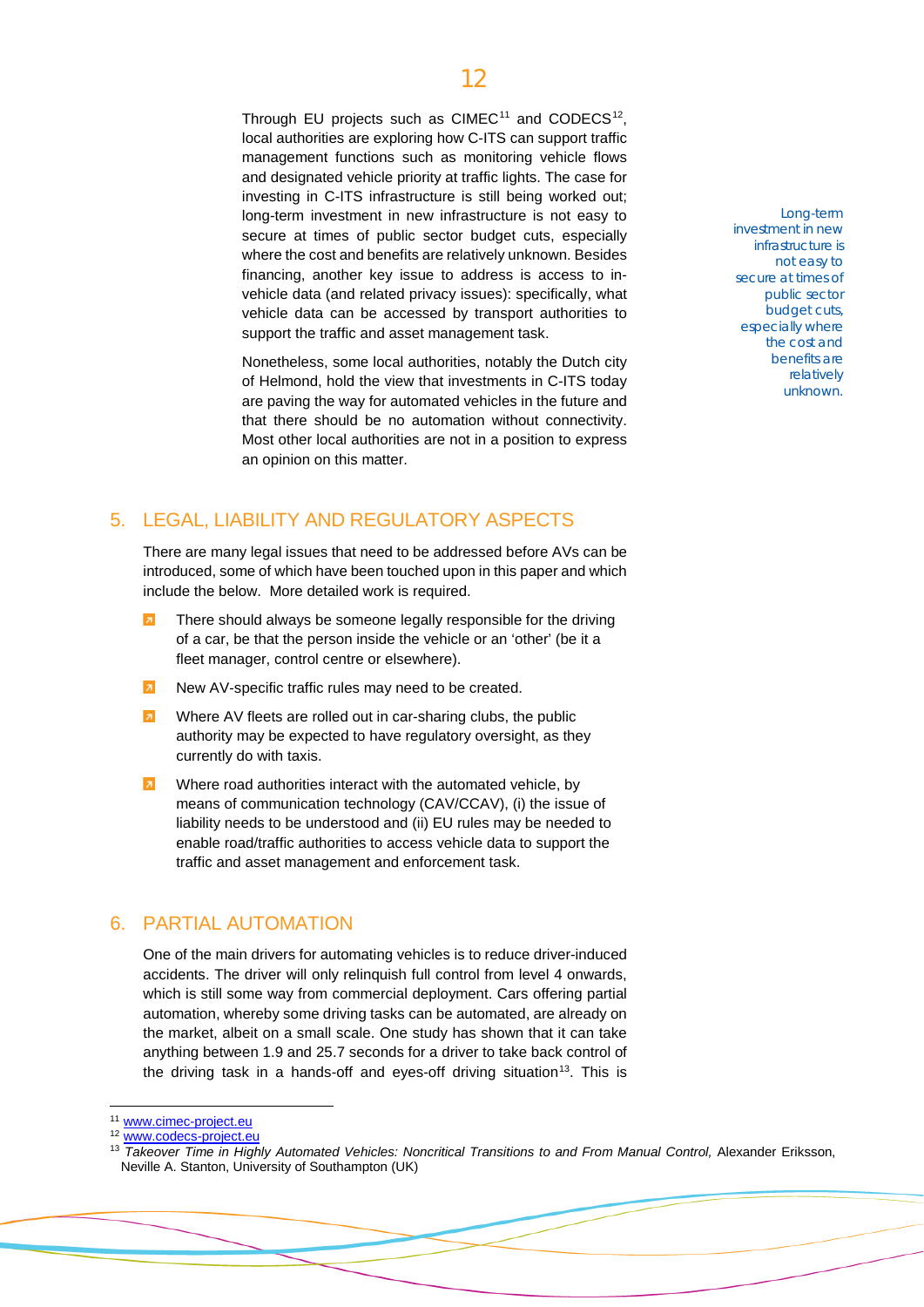Through EU projects such as CIMEC[11] and CODECS[12], local authorities are exploring how C-ITS can support traffic management functions such as monitoring vehicle flows and designated vehicle priority at traffic lights. The case for investing in C-ITS infrastructure is still being worked out; long-term investment in new infrastructure is not easy to secure at times of public sector budget cuts, especially where the cost and benefits are relatively unknown. Besides financing, another key issue to address is access to in-vehicle data (and related privacy issues): specifically, what vehicle data can be accessed by transport authorities to support the traffic and asset management task.

*Long-term investment in new infrastructure is not easy to secure at times of public sector budget cuts, especially where the cost and benefits are relatively unknown.*

Nonetheless, some local authorities, notably the Dutch city of Helmond, hold the view that investments in C-ITS today are paving the way for automated vehicles in the future and that there should be no automation without connectivity. Most other local authorities are not in a position to express an opinion on this matter.

## 5. LEGAL, LIABILITY AND REGULATORY ASPECTS

There are many legal issues that need to be addressed before AVs can be introduced, some of which have been touched upon in this paper and which include the below. More detailed work is required.

- There should always be someone legally responsible for the driving of a car, be that the person inside the vehicle or an 'other' (be it a fleet manager, control centre or elsewhere).
- New AV-specific traffic rules may need to be created.
- Where AV fleets are rolled out in car-sharing clubs, the public authority may be expected to have regulatory oversight, as they currently do with taxis.
- Where road authorities interact with the automated vehicle, by means of communication technology (CAV/CCAV), (i) the issue of liability needs to be understood and (ii) EU rules may be needed to enable road/traffic authorities to access vehicle data to support the traffic and asset management and enforcement task.

## 6. PARTIAL AUTOMATION

One of the main drivers for automating vehicles is to reduce driver-induced accidents. The driver will only relinquish full control from level 4 onwards, which is still some way from commercial deployment. Cars offering partial automation, whereby some driving tasks can be automated, are already on the market, albeit on a small scale. One study has shown that it can take anything between 1.9 and 25.7 seconds for a driver to take back control of the driving task in a hands-off and eyes-off driving situation[13]. This is

---

[11] www.cimec-project.eu

[12] www.codecs-project.eu

[13] *Takeover Time in Highly Automated Vehicles: Noncritical Transitions to and From Manual Control,* Alexander Eriksson, Neville A. Stanton, University of Southampton (UK)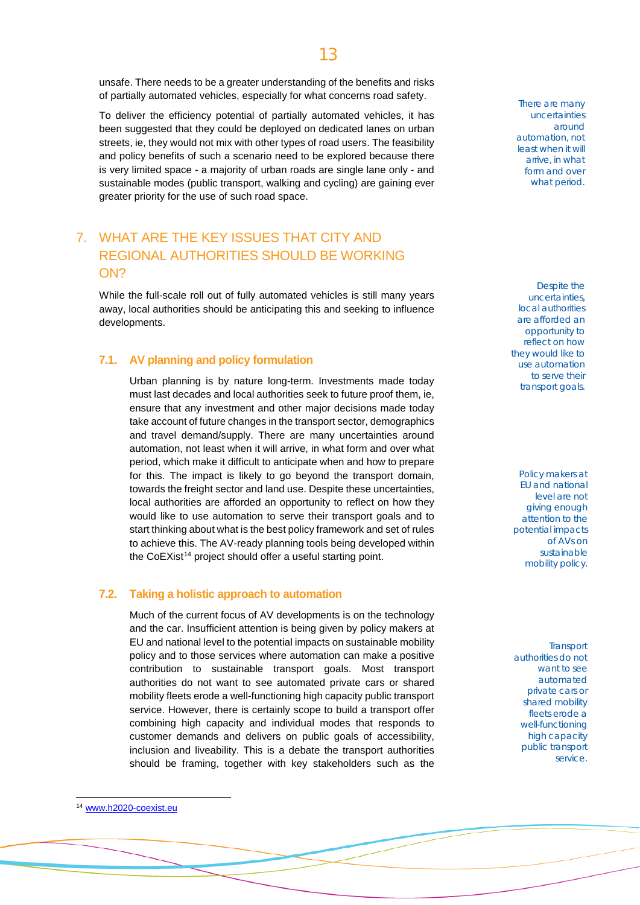unsafe. There needs to be a greater understanding of the benefits and risks of partially automated vehicles, especially for what concerns road safety.

To deliver the efficiency potential of partially automated vehicles, it has been suggested that they could be deployed on dedicated lanes on urban streets, ie, they would not mix with other types of road users. The feasibility and policy benefits of such a scenario need to be explored because there is very limited space - a majority of urban roads are single lane only - and sustainable modes (public transport, walking and cycling) are gaining ever greater priority for the use of such road space.

*There are many uncertainties around automation, not least when it will arrive, in what form and over what period.*

## 7. WHAT ARE THE KEY ISSUES THAT CITY AND REGIONAL AUTHORITIES SHOULD BE WORKING ON?

While the full-scale roll out of fully automated vehicles is still many years away, local authorities should be anticipating this and seeking to influence developments.

*Despite the uncertainties, local authorities are afforded an opportunity to reflect on how they would like to use automation to serve their transport goals.*

### 7.1. AV planning and policy formulation

Urban planning is by nature long-term. Investments made today must last decades and local authorities seek to future proof them, ie, ensure that any investment and other major decisions made today take account of future changes in the transport sector, demographics and travel demand/supply. There are many uncertainties around automation, not least when it will arrive, in what form and over what period, which make it difficult to anticipate when and how to prepare for this. The impact is likely to go beyond the transport domain, towards the freight sector and land use. Despite these uncertainties, local authorities are afforded an opportunity to reflect on how they would like to use automation to serve their transport goals and to start thinking about what is the best policy framework and set of rules to achieve this. The AV-ready planning tools being developed within the CoEXist[14] project should offer a useful starting point.

*Policy makers at EU and national level are not giving enough attention to the potential impacts of AVs on sustainable mobility policy.*

### 7.2. Taking a holistic approach to automation

Much of the current focus of AV developments is on the technology and the car. Insufficient attention is being given by policy makers at EU and national level to the potential impacts on sustainable mobility policy and to those services where automation can make a positive contribution to sustainable transport goals. Most transport authorities do not want to see automated private cars or shared mobility fleets erode a well-functioning high capacity public transport service. However, there is certainly scope to build a transport offer combining high capacity and individual modes that responds to customer demands and delivers on public goals of accessibility, inclusion and liveability. This is a debate the transport authorities should be framing, together with key stakeholders such as the

*Transport authorities do not want to see automated private cars or shared mobility fleets erode a well-functioning high capacity public transport service.*

[14] www.h2020-coexist.eu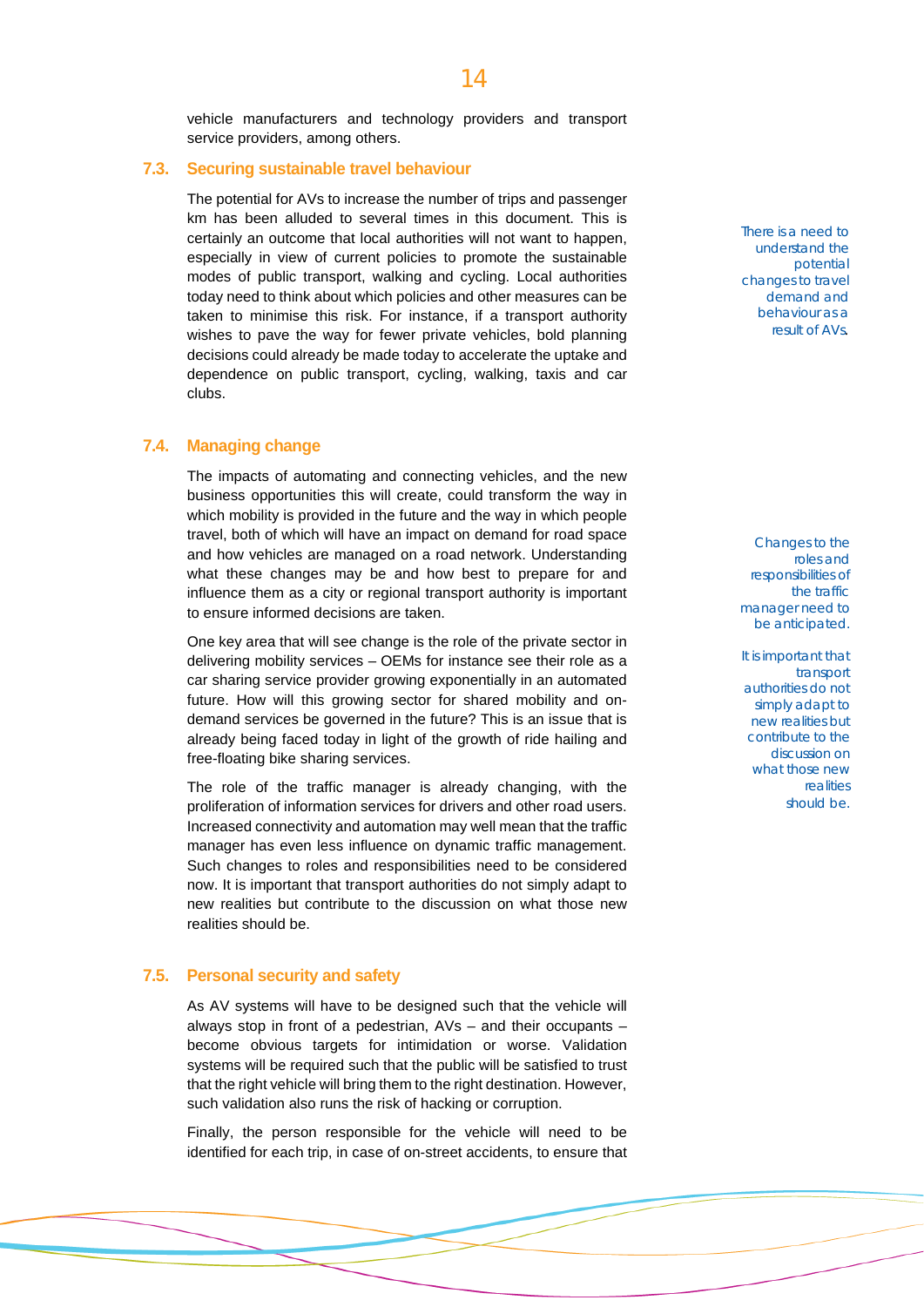vehicle manufacturers and technology providers and transport service providers, among others.

### 7.3. Securing sustainable travel behaviour

The potential for AVs to increase the number of trips and passenger km has been alluded to several times in this document. This is certainly an outcome that local authorities will not want to happen, especially in view of current policies to promote the sustainable modes of public transport, walking and cycling. Local authorities today need to think about which policies and other measures can be taken to minimise this risk. For instance, if a transport authority wishes to pave the way for fewer private vehicles, bold planning decisions could already be made today to accelerate the uptake and dependence on public transport, cycling, walking, taxis and car clubs.

*There is a need to understand the potential changes to travel demand and behaviour as a result of AVs.*

### 7.4. Managing change

The impacts of automating and connecting vehicles, and the new business opportunities this will create, could transform the way in which mobility is provided in the future and the way in which people travel, both of which will have an impact on demand for road space and how vehicles are managed on a road network. Understanding what these changes may be and how best to prepare for and influence them as a city or regional transport authority is important to ensure informed decisions are taken.

One key area that will see change is the role of the private sector in delivering mobility services – OEMs for instance see their role as a car sharing service provider growing exponentially in an automated future. How will this growing sector for shared mobility and on-demand services be governed in the future? This is an issue that is already being faced today in light of the growth of ride hailing and free-floating bike sharing services.

*Changes to the roles and responsibilities of the traffic manager need to be anticipated.*

*It is important that transport authorities do not simply adapt to new realities but contribute to the discussion on what those new realities should be.*

The role of the traffic manager is already changing, with the proliferation of information services for drivers and other road users. Increased connectivity and automation may well mean that the traffic manager has even less influence on dynamic traffic management. Such changes to roles and responsibilities need to be considered now. It is important that transport authorities do not simply adapt to new realities but contribute to the discussion on what those new realities should be.

### 7.5. Personal security and safety

As AV systems will have to be designed such that the vehicle will always stop in front of a pedestrian, AVs – and their occupants – become obvious targets for intimidation or worse. Validation systems will be required such that the public will be satisfied to trust that the right vehicle will bring them to the right destination. However, such validation also runs the risk of hacking or corruption.

Finally, the person responsible for the vehicle will need to be identified for each trip, in case of on-street accidents, to ensure that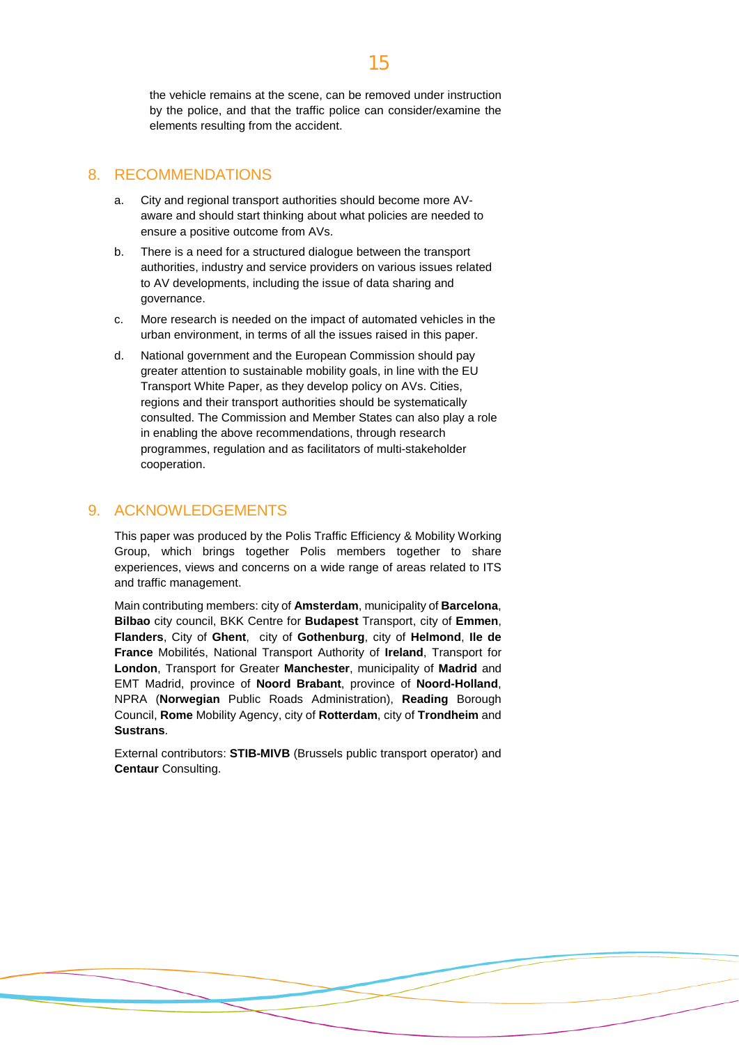the vehicle remains at the scene, can be removed under instruction by the police, and that the traffic police can consider/examine the elements resulting from the accident.

## 8. RECOMMENDATIONS

a. City and regional transport authorities should become more AV-aware and should start thinking about what policies are needed to ensure a positive outcome from AVs.

b. There is a need for a structured dialogue between the transport authorities, industry and service providers on various issues related to AV developments, including the issue of data sharing and governance.

c. More research is needed on the impact of automated vehicles in the urban environment, in terms of all the issues raised in this paper.

d. National government and the European Commission should pay greater attention to sustainable mobility goals, in line with the EU Transport White Paper, as they develop policy on AVs. Cities, regions and their transport authorities should be systematically consulted. The Commission and Member States can also play a role in enabling the above recommendations, through research programmes, regulation and as facilitators of multi-stakeholder cooperation.

## 9. ACKNOWLEDGEMENTS

This paper was produced by the Polis Traffic Efficiency & Mobility Working Group, which brings together Polis members together to share experiences, views and concerns on a wide range of areas related to ITS and traffic management.

Main contributing members: city of **Amsterdam**, municipality of **Barcelona**, **Bilbao** city council, BKK Centre for **Budapest** Transport, city of **Emmen**, **Flanders**, City of **Ghent**, city of **Gothenburg**, city of **Helmond**, **Ile de France** Mobilités, National Transport Authority of **Ireland**, Transport for **London**, Transport for Greater **Manchester**, municipality of **Madrid** and EMT Madrid, province of **Noord Brabant**, province of **Noord-Holland**, NPRA (**Norwegian** Public Roads Administration), **Reading** Borough Council, **Rome** Mobility Agency, city of **Rotterdam**, city of **Trondheim** and **Sustrans**.

External contributors: **STIB-MIVB** (Brussels public transport operator) and **Centaur** Consulting.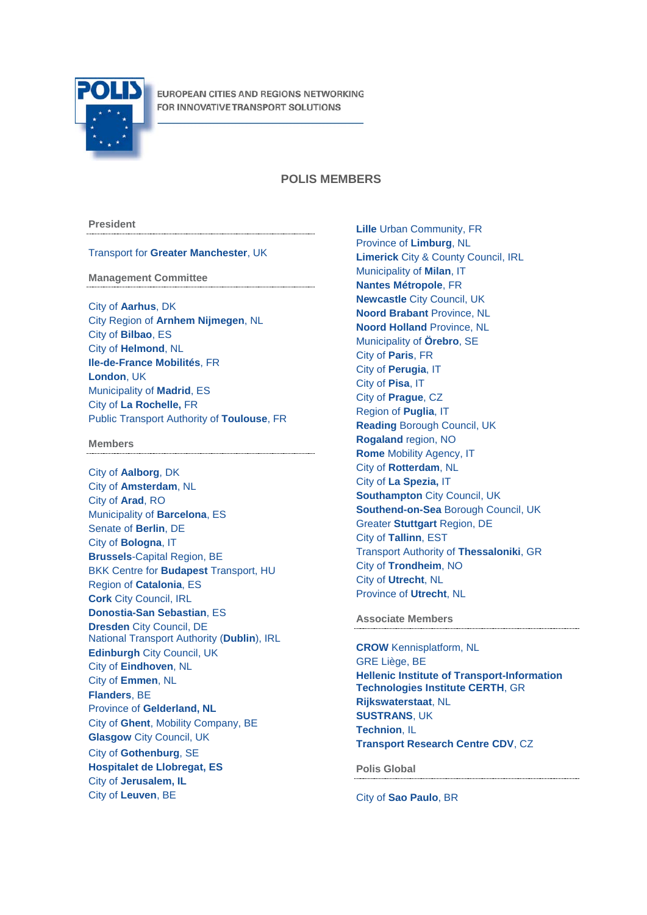EUROPEAN CITIES AND REGIONS NETWORKING FOR INNOVATIVE TRANSPORT SOLUTIONS

# POLIS MEMBERS

## President

Transport for **Greater Manchester**, UK

## Management Committee

City of **Aarhus**, DK
City Region of **Arnhem Nijmegen**, NL
City of **Bilbao**, ES
City of **Helmond**, NL
**Ile-de-France Mobilités**, FR
**London**, UK
Municipality of **Madrid**, ES
City of **La Rochelle,** FR
Public Transport Authority of **Toulouse**, FR

## Members

City of **Aalborg**, DK
City of **Amsterdam**, NL
City of **Arad**, RO
Municipality of **Barcelona**, ES
Senate of **Berlin**, DE
City of **Bologna**, IT
**Brussels**-Capital Region, BE
BKK Centre for **Budapest** Transport, HU
Region of **Catalonia**, ES
**Cork** City Council, IRL
**Donostia-San Sebastian**, ES
**Dresden** City Council, DE
National Transport Authority (**Dublin**), IRL
**Edinburgh** City Council, UK
City of **Eindhoven**, NL
City of **Emmen**, NL
**Flanders**, BE
Province of **Gelderland, NL**
City of **Ghent**, Mobility Company, BE
**Glasgow** City Council, UK
City of **Gothenburg**, SE
**Hospitalet de Llobregat, ES**
City of **Jerusalem, IL**
City of **Leuven**, BE
**Lille** Urban Community, FR
Province of **Limburg**, NL
**Limerick** City & County Council, IRL
Municipality of **Milan**, IT
**Nantes Métropole**, FR
**Newcastle** City Council, UK
**Noord Brabant** Province, NL
**Noord Holland** Province, NL
Municipality of **Örebro**, SE
City of **Paris**, FR
City of **Perugia**, IT
City of **Pisa**, IT
City of **Prague**, CZ
Region of **Puglia**, IT
**Reading** Borough Council, UK
**Rogaland** region, NO
**Rome** Mobility Agency, IT
City of **Rotterdam**, NL
City of **La Spezia,** IT
**Southampton** City Council, UK
**Southend-on-Sea** Borough Council, UK
Greater **Stuttgart** Region, DE
City of **Tallinn**, EST
Transport Authority of **Thessaloniki**, GR
City of **Trondheim**, NO
City of **Utrecht**, NL
Province of **Utrecht**, NL

## Associate Members

**CROW** Kennisplatform, NL
GRE Liège, BE
**Hellenic Institute of Transport-Information Technologies Institute CERTH**, GR
**Rijkswaterstaat**, NL
**SUSTRANS**, UK
**Technion**, IL
**Transport Research Centre CDV**, CZ

## Polis Global

City of **Sao Paulo**, BR